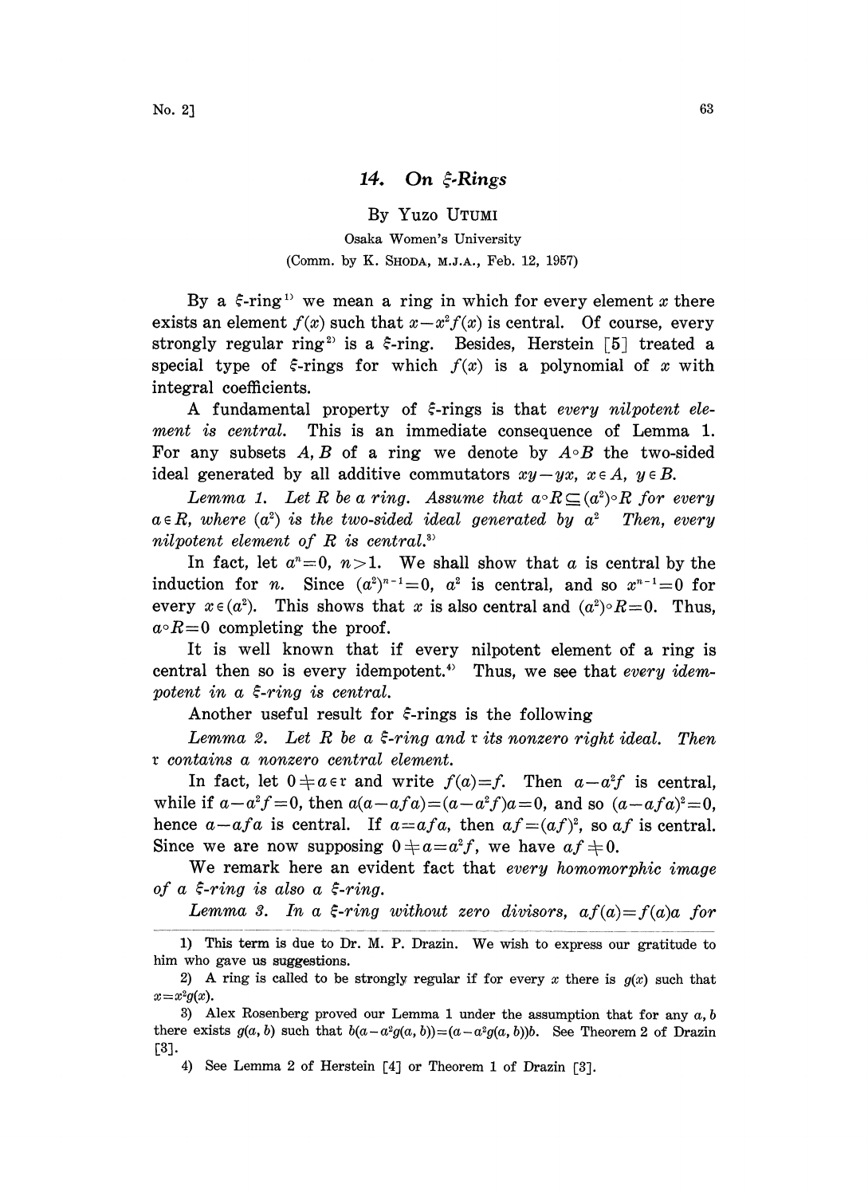# 14. On $\xi$-Rings

By Yuzo UTUMI

Osaka Women's University

(Comm. by K. SHODA, M.J.A., Feb. 12, 1957)

By a $\xi$-ring[1] we mean a ring in which for every element $x$ there exists an element $f(x)$ such that $x-x^2f(x)$ is central. Of course, every strongly regular ring[2] is a $\xi$-ring. Besides, Herstein [5] treated a special type of $\xi$-rings for which $f(x)$ is a polynomial of $x$ with integral coefficients.

A fundamental property of $\xi$-rings is that *every nilpotent element is central.* This is an immediate consequence of Lemma 1. For any subsets $A, B$ of a ring we denote by $A\circ B$ the two-sided ideal generated by all additive commutators $xy-yx$, $x\in A$, $y\in B$.

*Lemma 1. Let $R$ be a ring. Assume that $a\circ R\subseteq (a^2)\circ R$ for every $a\in R$, where $(a^2)$ is the two-sided ideal generated by $a^2$ Then, every nilpotent element of $R$ is central.*[3]

In fact, let $a^n=0$, $n>1$. We shall show that $a$ is central by the induction for $n$. Since $(a^2)^{n-1}=0$, $a^2$ is central, and so $x^{n-1}=0$ for every $x\in(a^2)$. This shows that $x$ is also central and $(a^2)\circ R=0$. Thus, $a\circ R=0$ completing the proof.

It is well known that if every nilpotent element of a ring is central then so is every idempotent.[4] Thus, we see that *every idempotent in a $\xi$-ring is central.*

Another useful result for $\xi$-rings is the following

*Lemma 2. Let $R$ be a $\xi$-ring and $\mathfrak{r}$ its nonzero right ideal. Then $\mathfrak{r}$ contains a nonzero central element.*

In fact, let $0\neq a\in\mathfrak{r}$ and write $f(a)=f$. Then $a-a^2f$ is central, while if $a-a^2f=0$, then $a(a-afa)=(a-a^2f)a=0$, and so $(a-afa)^2=0$, hence $a-afa$ is central. If $a=afa$, then $af=(af)^2$, so $af$ is central. Since we are now supposing $0\neq a=a^2f$, we have $af\neq 0$.

We remark here an evident fact that *every homomorphic image of a $\xi$-ring is also a $\xi$-ring.*

*Lemma 3. In a $\xi$-ring without zero divisors, $af(a)=f(a)a$ for*

---

1) This term is due to Dr. M. P. Drazin. We wish to express our gratitude to him who gave us suggestions.

2) A ring is called to be strongly regular if for every $x$ there is $g(x)$ such that $x=x^2g(x)$.

3) Alex Rosenberg proved our Lemma 1 under the assumption that for any $a, b$ there exists $g(a, b)$ such that $b(a-a^2g(a, b))=(a-a^2g(a, b))b$. See Theorem 2 of Drazin [3].

4) See Lemma 2 of Herstein [4] or Theorem 1 of Drazin [3].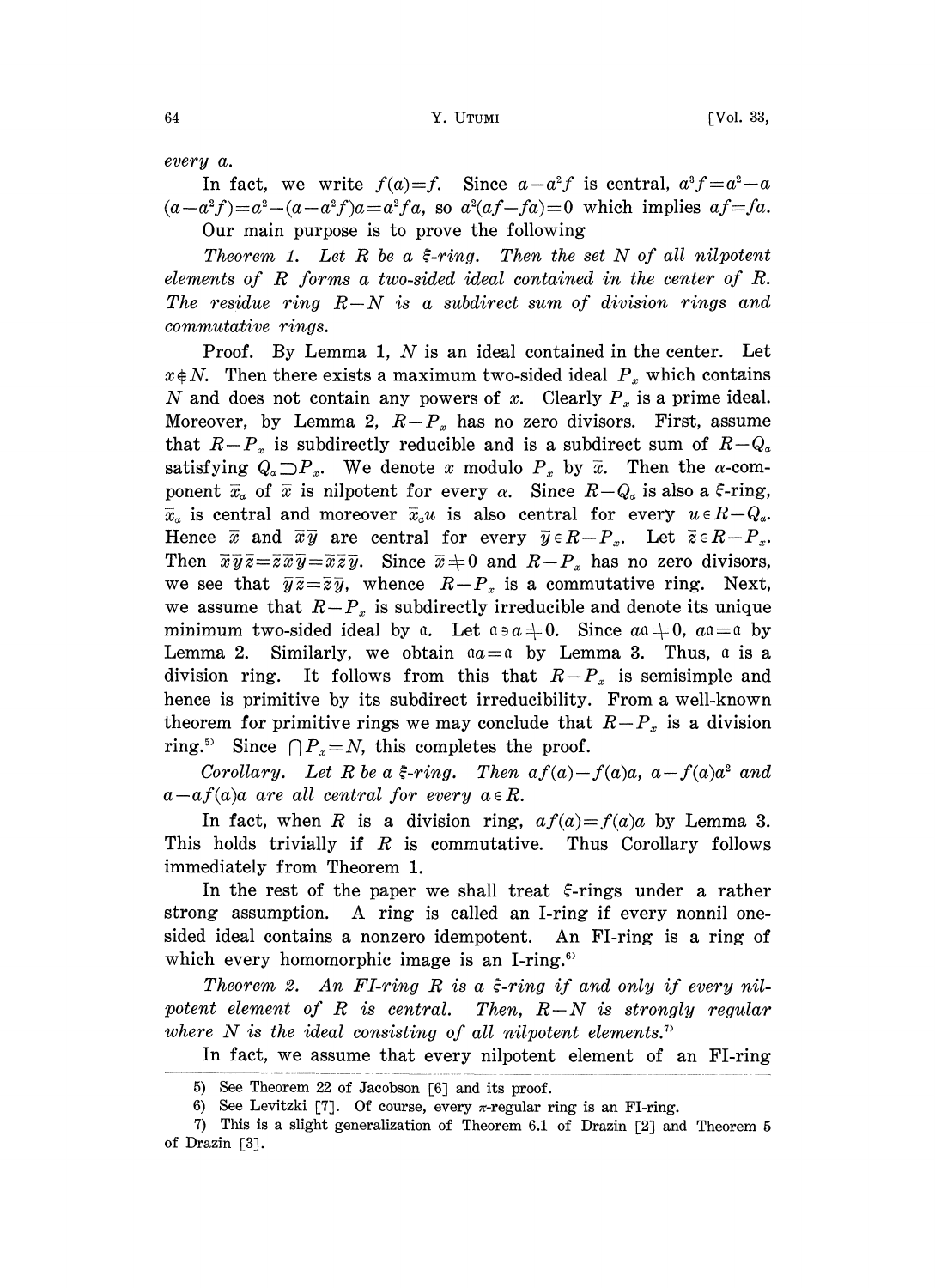every $a$.

In fact, we write $f(a)=f$. Since $a-a^2f$ is central, $a^3f=a^2-a(a-a^2f)=a^2-(a-a^2f)a=a^2fa$, so $a^2(af-fa)=0$ which implies $af=fa$.

Our main purpose is to prove the following

*Theorem 1. Let $R$ be a $\xi$-ring. Then the set $N$ of all nilpotent elements of $R$ forms a two-sided ideal contained in the center of $R$. The residue ring $R-N$ is a subdirect sum of division rings and commutative rings.*

Proof. By Lemma 1, $N$ is an ideal contained in the center. Let $x \notin N$. Then there exists a maximum two-sided ideal $P_x$ which contains $N$ and does not contain any powers of $x$. Clearly $P_x$ is a prime ideal. Moreover, by Lemma 2, $R-P_x$ has no zero divisors. First, assume that $R-P_x$ is subdirectly reducible and is a subdirect sum of $R-Q_\alpha$ satisfying $Q_\alpha \supset P_x$. We denote $x$ modulo $P_x$ by $\bar{x}$. Then the $\alpha$-component $\bar{x}_\alpha$ of $\bar{x}$ is nilpotent for every $\alpha$. Since $R-Q_\alpha$ is also a $\xi$-ring, $\bar{x}_\alpha$ is central and moreover $\bar{x}_\alpha u$ is also central for every $u \in R-Q_\alpha$. Hence $\bar{x}$ and $\bar{x}\bar{y}$ are central for every $\bar{y} \in R-P_x$. Let $\bar{z} \in R-P_x$. Then $\bar{x}\bar{y}\bar{z}=\bar{z}\bar{x}\bar{y}=\bar{x}\bar{z}\bar{y}$. Since $\bar{x} \neq 0$ and $R-P_x$ has no zero divisors, we see that $\bar{y}\bar{z}=\bar{z}\bar{y}$, whence $R-P_x$ is a commutative ring. Next, we assume that $R-P_x$ is subdirectly irreducible and denote its unique minimum two-sided ideal by $\mathfrak{a}$. Let $\mathfrak{a} \ni a \neq 0$. Since $a\mathfrak{a} \neq 0$, $a\mathfrak{a}=\mathfrak{a}$ by Lemma 2. Similarly, we obtain $\mathfrak{a}a=\mathfrak{a}$ by Lemma 3. Thus, $\mathfrak{a}$ is a division ring. It follows from this that $R-P_x$ is semisimple and hence is primitive by its subdirect irreducibility. From a well-known theorem for primitive rings we may conclude that $R-P_x$ is a division ring.[5] Since $\bigcap P_x=N$, this completes the proof.

*Corollary. Let $R$ be a $\xi$-ring. Then $af(a)-f(a)a$, $a-f(a)a^2$ and $a-af(a)a$ are all central for every $a \in R$.*

In fact, when $R$ is a division ring, $af(a)=f(a)a$ by Lemma 3. This holds trivially if $R$ is commutative. Thus Corollary follows immediately from Theorem 1.

In the rest of the paper we shall treat $\xi$-rings under a rather strong assumption. A ring is called an I-ring if every nonnil one-sided ideal contains a nonzero idempotent. An FI-ring is a ring of which every homomorphic image is an I-ring.[6]

*Theorem 2. An FI-ring $R$ is a $\xi$-ring if and only if every nilpotent element of $R$ is central. Then, $R-N$ is strongly regular where $N$ is the ideal consisting of all nilpotent elements.*[7]

In fact, we assume that every nilpotent element of an FI-ring

---

5) See Theorem 22 of Jacobson [6] and its proof.

6) See Levitzki [7]. Of course, every $\pi$-regular ring is an FI-ring.

7) This is a slight generalization of Theorem 6.1 of Drazin [2] and Theorem 5 of Drazin [3].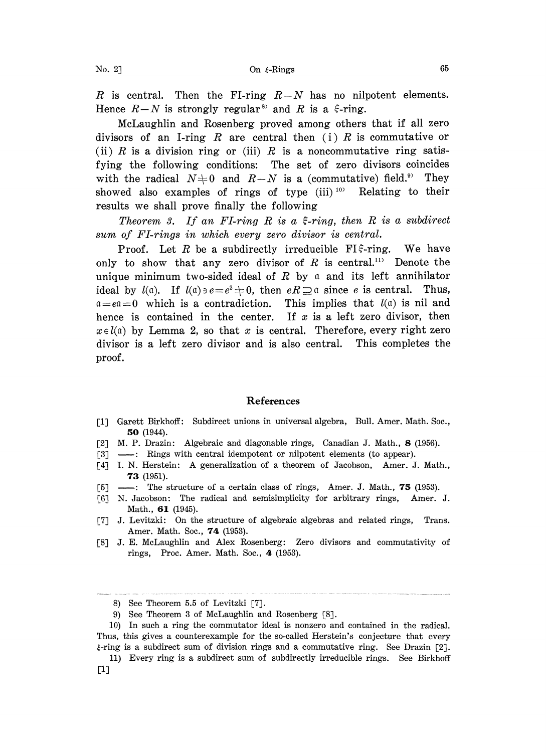$R$ is central. Then the FI-ring $R-N$ has no nilpotent elements. Hence $R-N$ is strongly regular[8] and $R$ is a $\xi$-ring.

McLaughlin and Rosenberg proved among others that if all zero divisors of an I-ring $R$ are central then (i) $R$ is commutative or (ii) $R$ is a division ring or (iii) $R$ is a noncommutative ring satisfying the following conditions: The set of zero divisors coincides with the radical $N\neq 0$ and $R-N$ is a (commutative) field.[9] They showed also examples of rings of type (iii)[10] Relating to their results we shall prove finally the following

*Theorem 3. If an FI-ring $R$ is a $\xi$-ring, then $R$ is a subdirect sum of FI-rings in which every zero divisor is central.*

Proof. Let $R$ be a subdirectly irreducible FI$\xi$-ring. We have only to show that any zero divisor of $R$ is central.[11] Denote the unique minimum two-sided ideal of $R$ by $\mathfrak{a}$ and its left annihilator ideal by $l(\mathfrak{a})$. If $l(\mathfrak{a})\ni e=e^2\neq 0$, then $eR\supseteq \mathfrak{a}$ since $e$ is central. Thus, $\mathfrak{a}=e\mathfrak{a}=0$ which is a contradiction. This implies that $l(\mathfrak{a})$ is nil and hence is contained in the center. If $x$ is a left zero divisor, then $x\in l(\mathfrak{a})$ by Lemma 2, so that $x$ is central. Therefore, every right zero divisor is a left zero divisor and is also central. This completes the proof.

## References

[1] Garett Birkhoff: Subdirect unions in universal algebra, Bull. Amer. Math. Soc., **50** (1944).

[2] M. P. Drazin: Algebraic and diagonable rings, Canadian J. Math., **8** (1956).

[3] ——: Rings with central idempotent or nilpotent elements (to appear).

[4] I. N. Herstein: A generalization of a theorem of Jacobson, Amer. J. Math., **73** (1951).

[5] ——: The structure of a certain class of rings, Amer. J. Math., **75** (1953).

[6] N. Jacobson: The radical and semisimplicity for arbitrary rings, Amer. J. Math., **61** (1945).

[7] J. Levitzki: On the structure of algebraic algebras and related rings, Trans. Amer. Math. Soc., **74** (1953).

[8] J. E. McLaughlin and Alex Rosenberg: Zero divisors and commutativity of rings, Proc. Amer. Math. Soc., **4** (1953).

---

8) See Theorem 5.5 of Levitzki [7].

9) See Theorem 3 of McLaughlin and Rosenberg [8].

10) In such a ring the commutator ideal is nonzero and contained in the radical. Thus, this gives a counterexample for the so-called Herstein's conjecture that every $\xi$-ring is a subdirect sum of division rings and a commutative ring. See Drazin [2].

11) Every ring is a subdirect sum of subdirectly irreducible rings. See Birkhoff [1]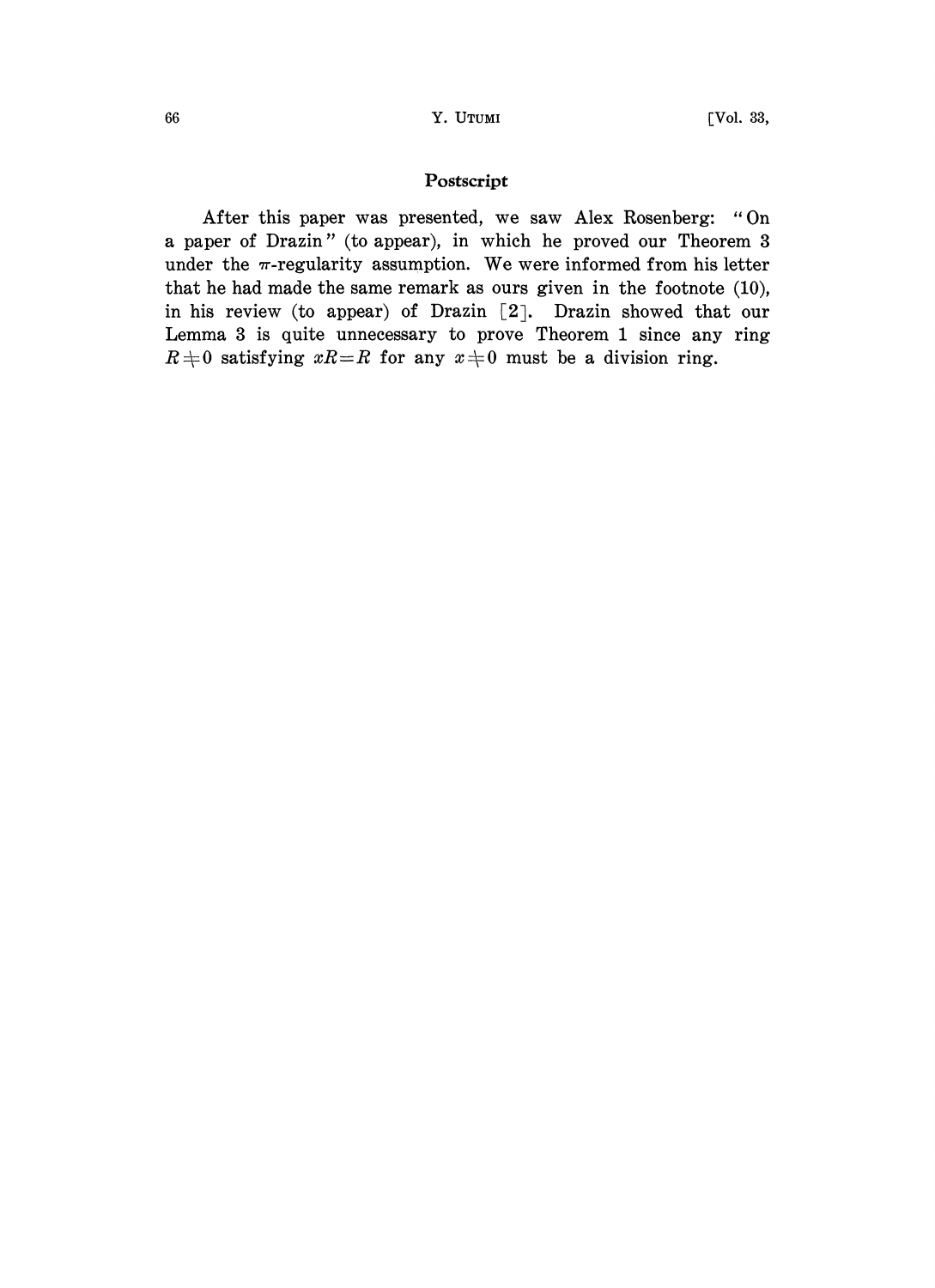## Postscript

After this paper was presented, we saw Alex Rosenberg: "On a paper of Drazin" (to appear), in which he proved our Theorem 3 under the $\pi$-regularity assumption. We were informed from his letter that he had made the same remark as ours given in the footnote (10), in his review (to appear) of Drazin [2]. Drazin showed that our Lemma 3 is quite unnecessary to prove Theorem 1 since any ring $R \neq 0$ satisfying $xR = R$ for any $x \neq 0$ must be a division ring.